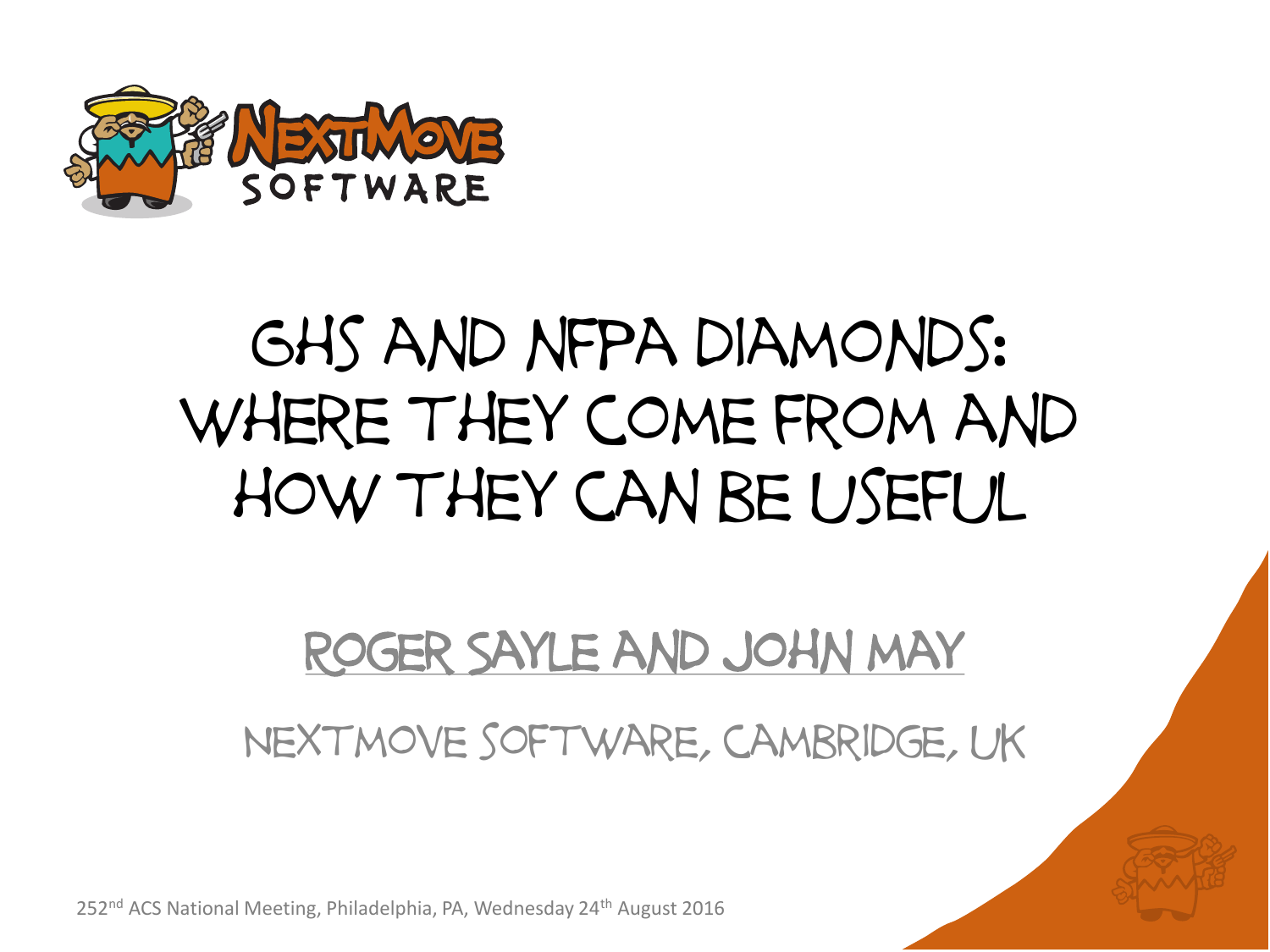# GHS and NFPA Diamonds: Where They Come From and How They Can Be Useful

Roger Sayle and John May

NextMove Software, Cambridge, UK

252nd ACS National Meeting, Philadelphia, PA, Wednesday 24th August 2016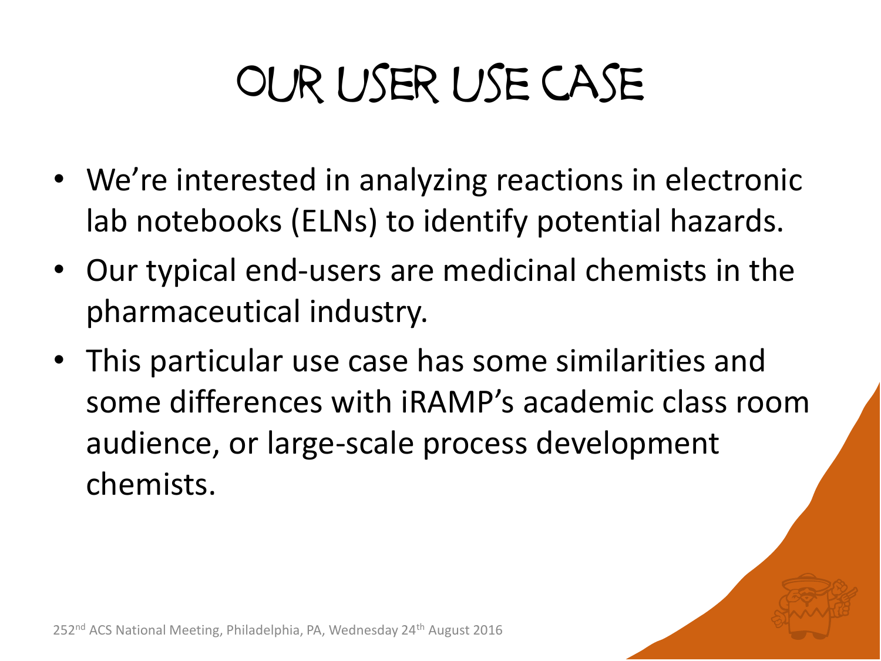# OUR USER USE CASE

- We're interested in analyzing reactions in electronic lab notebooks (ELNs) to identify potential hazards.
- Our typical end-users are medicinal chemists in the pharmaceutical industry.
- This particular use case has some similarities and some differences with iRAMP's academic class room audience, or large-scale process development chemists.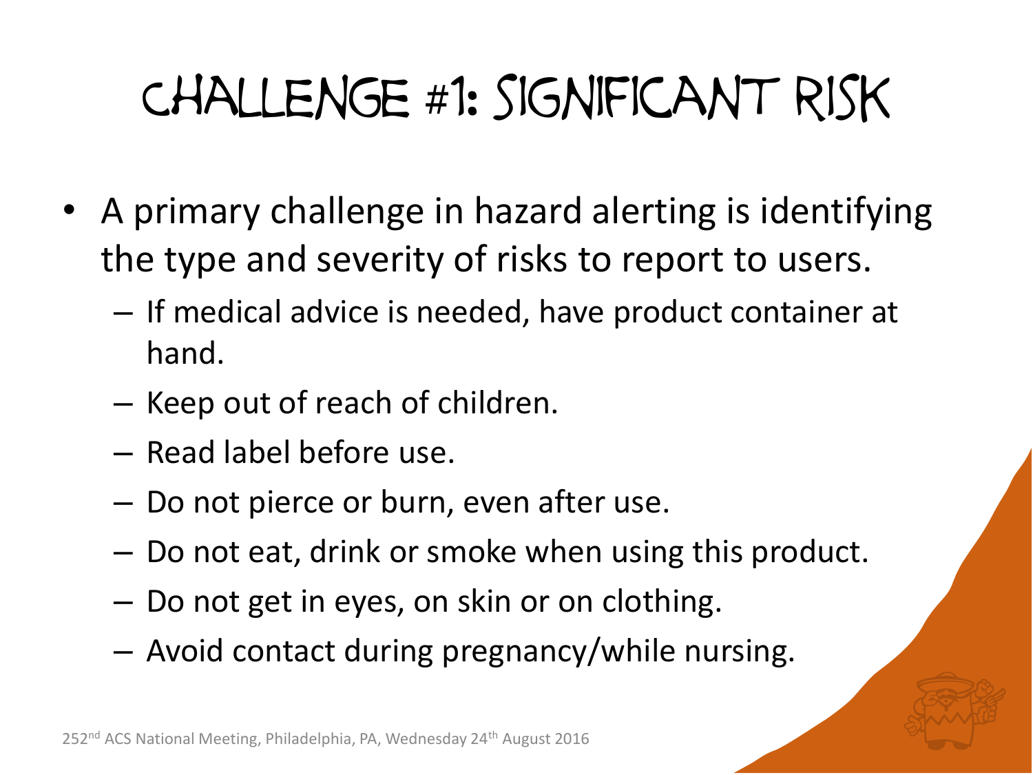# Challenge #1: Significant Risk

- A primary challenge in hazard alerting is identifying the type and severity of risks to report to users.
  - If medical advice is needed, have product container at hand.
  - Keep out of reach of children.
  - Read label before use.
  - Do not pierce or burn, even after use.
  - Do not eat, drink or smoke when using this product.
  - Do not get in eyes, on skin or on clothing.
  - Avoid contact during pregnancy/while nursing.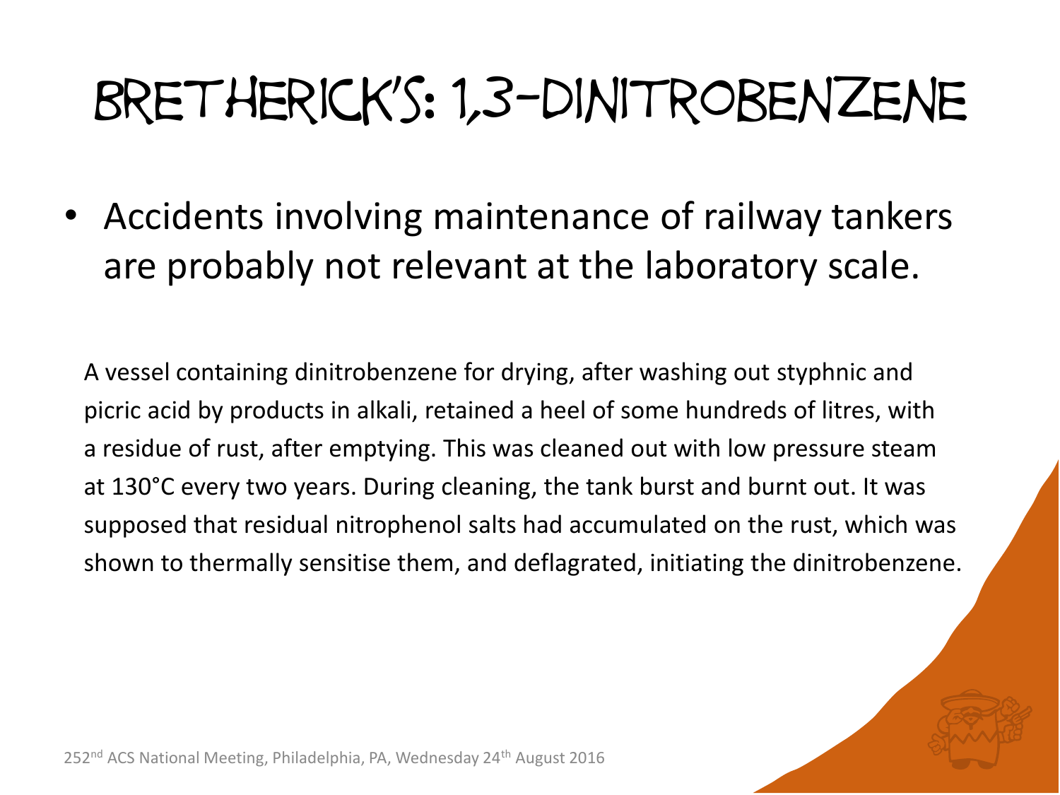# Bretherick's: 1,3-Dinitrobenzene

- Accidents involving maintenance of railway tankers are probably not relevant at the laboratory scale.

A vessel containing dinitrobenzene for drying, after washing out styphnic and picric acid by products in alkali, retained a heel of some hundreds of litres, with a residue of rust, after emptying. This was cleaned out with low pressure steam at 130°C every two years. During cleaning, the tank burst and burnt out. It was supposed that residual nitrophenol salts had accumulated on the rust, which was shown to thermally sensitise them, and deflagrated, initiating the dinitrobenzene.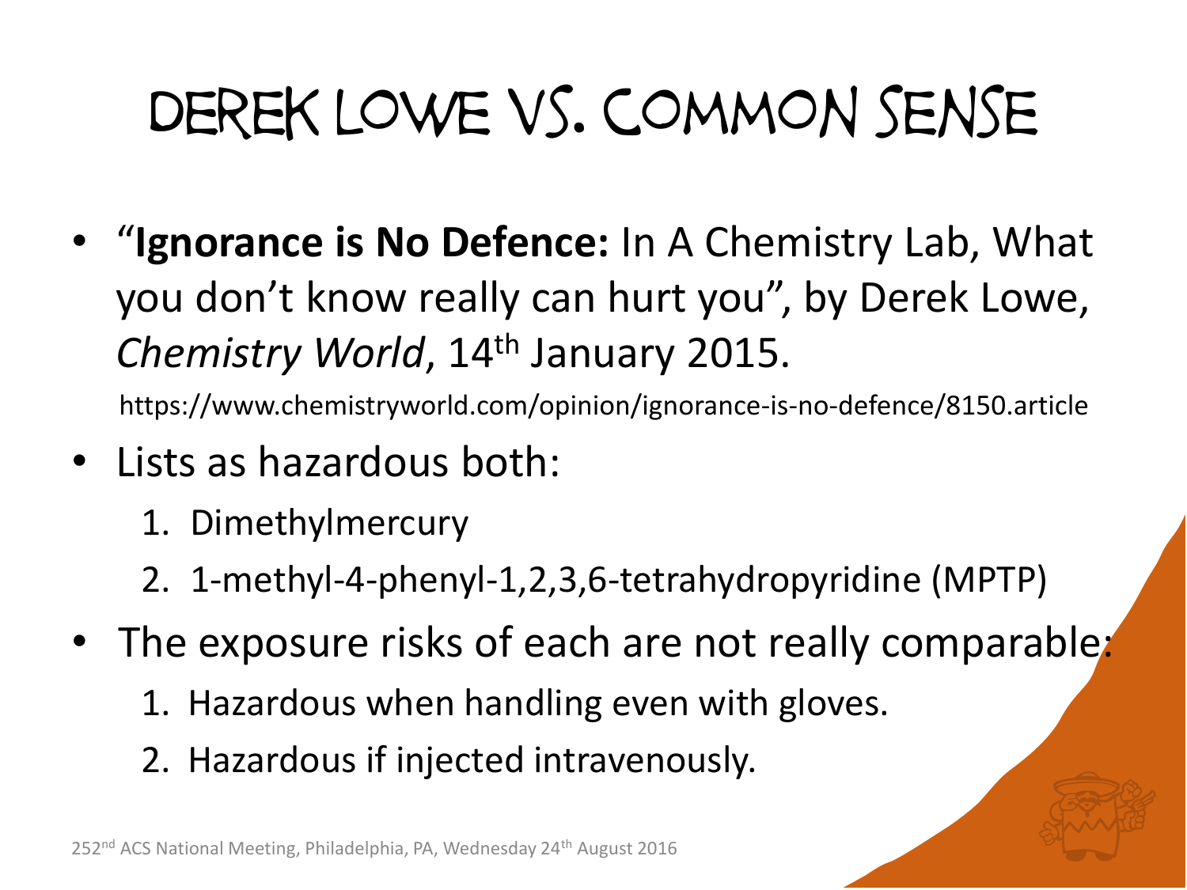# Derek Lowe vs. Common Sense

- "**Ignorance is No Defence:** In A Chemistry Lab, What you don't know really can hurt you", by Derek Lowe, *Chemistry World*, 14th January 2015.

  https://www.chemistryworld.com/opinion/ignorance-is-no-defence/8150.article

- Lists as hazardous both:
  1. Dimethylmercury
  2. 1-methyl-4-phenyl-1,2,3,6-tetrahydropyridine (MPTP)
- The exposure risks of each are not really comparable:
  1. Hazardous when handling even with gloves.
  2. Hazardous if injected intravenously.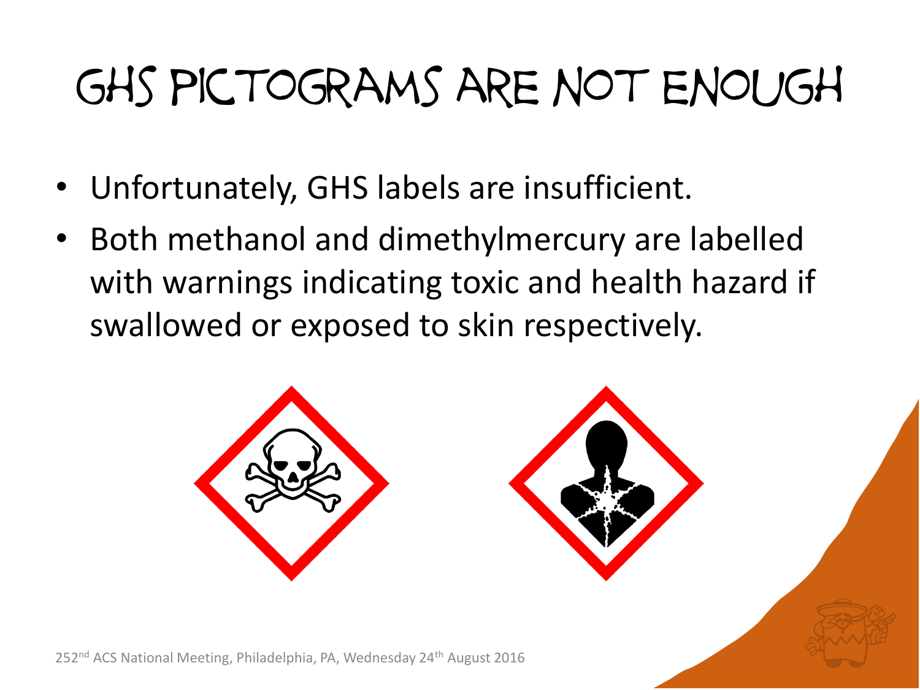# GHS Pictograms are not enough

- Unfortunately, GHS labels are insufficient.
- Both methanol and dimethylmercury are labelled with warnings indicating toxic and health hazard if swallowed or exposed to skin respectively.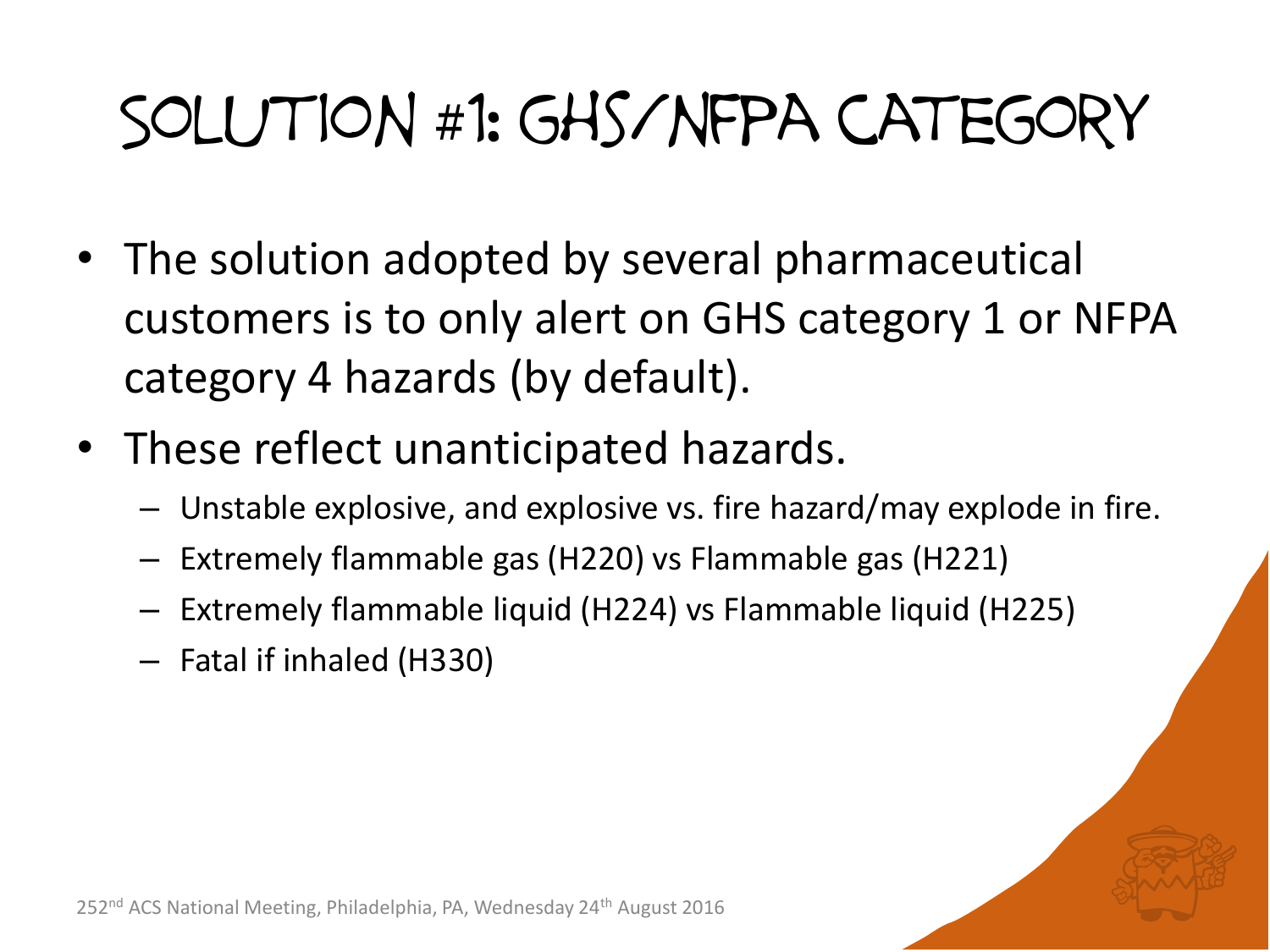# Solution #1: GHS/NFPA Category

- The solution adopted by several pharmaceutical customers is to only alert on GHS category 1 or NFPA category 4 hazards (by default).
- These reflect unanticipated hazards.
  - Unstable explosive, and explosive vs. fire hazard/may explode in fire.
  - Extremely flammable gas (H220) vs Flammable gas (H221)
  - Extremely flammable liquid (H224) vs Flammable liquid (H225)
  - Fatal if inhaled (H330)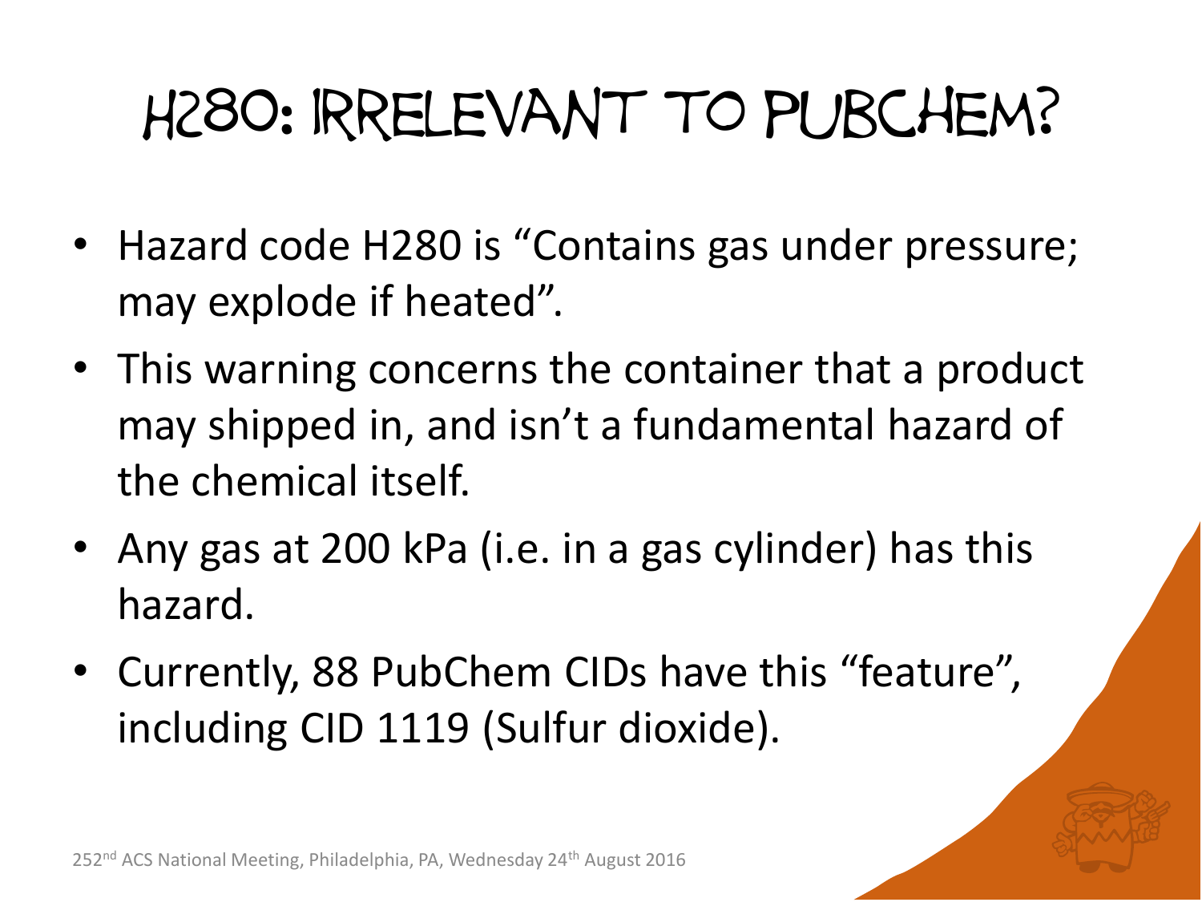# H280: Irrelevant to PubChem?

- Hazard code H280 is "Contains gas under pressure; may explode if heated".
- This warning concerns the container that a product may shipped in, and isn't a fundamental hazard of the chemical itself.
- Any gas at 200 kPa (i.e. in a gas cylinder) has this hazard.
- Currently, 88 PubChem CIDs have this "feature", including CID 1119 (Sulfur dioxide).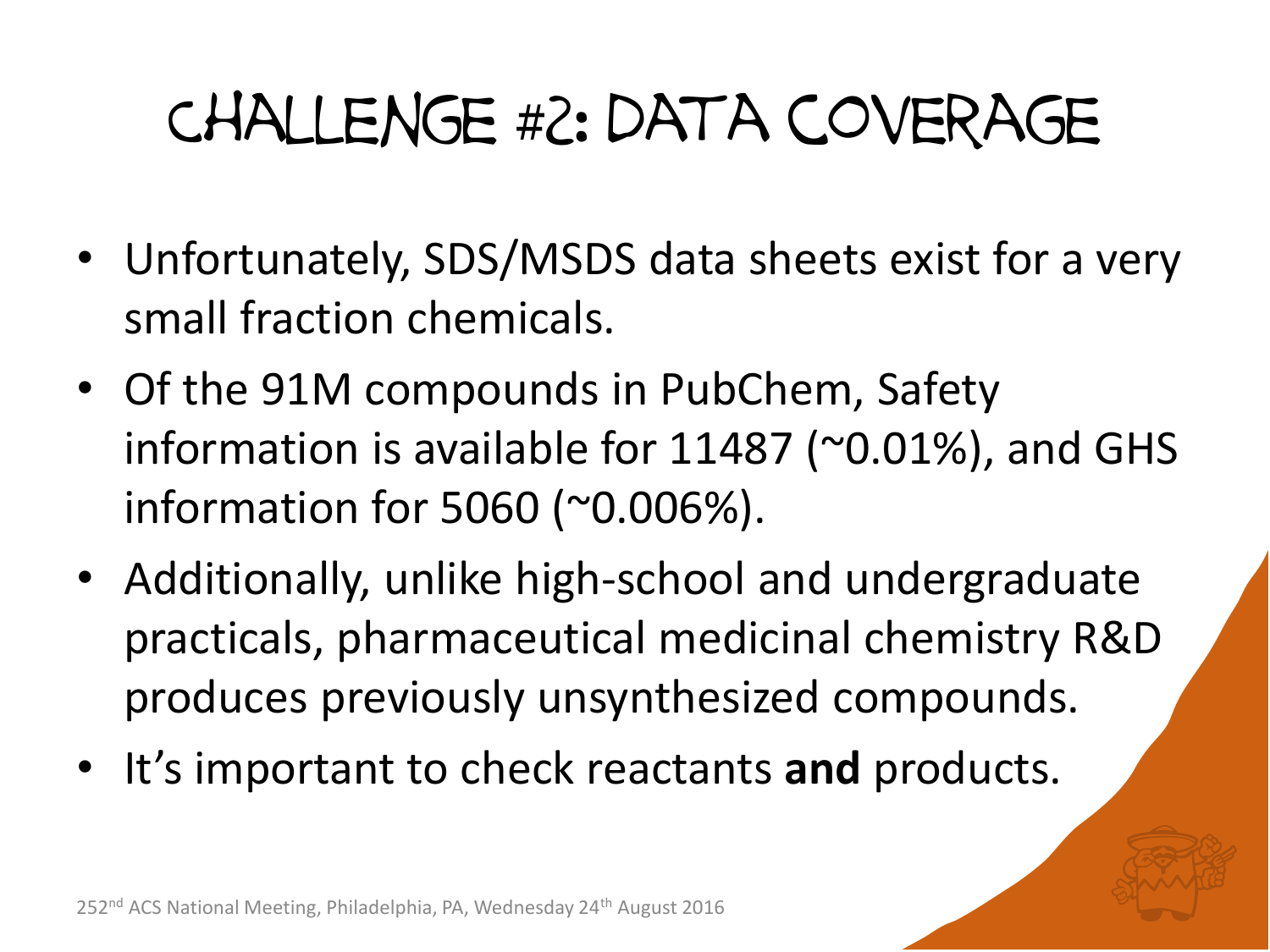# Challenge #2: Data Coverage

- Unfortunately, SDS/MSDS data sheets exist for a very small fraction chemicals.
- Of the 91M compounds in PubChem, Safety information is available for 11487 (~0.01%), and GHS information for 5060 (~0.006%).
- Additionally, unlike high-school and undergraduate practicals, pharmaceutical medicinal chemistry R&D produces previously unsynthesized compounds.
- It's important to check reactants **and** products.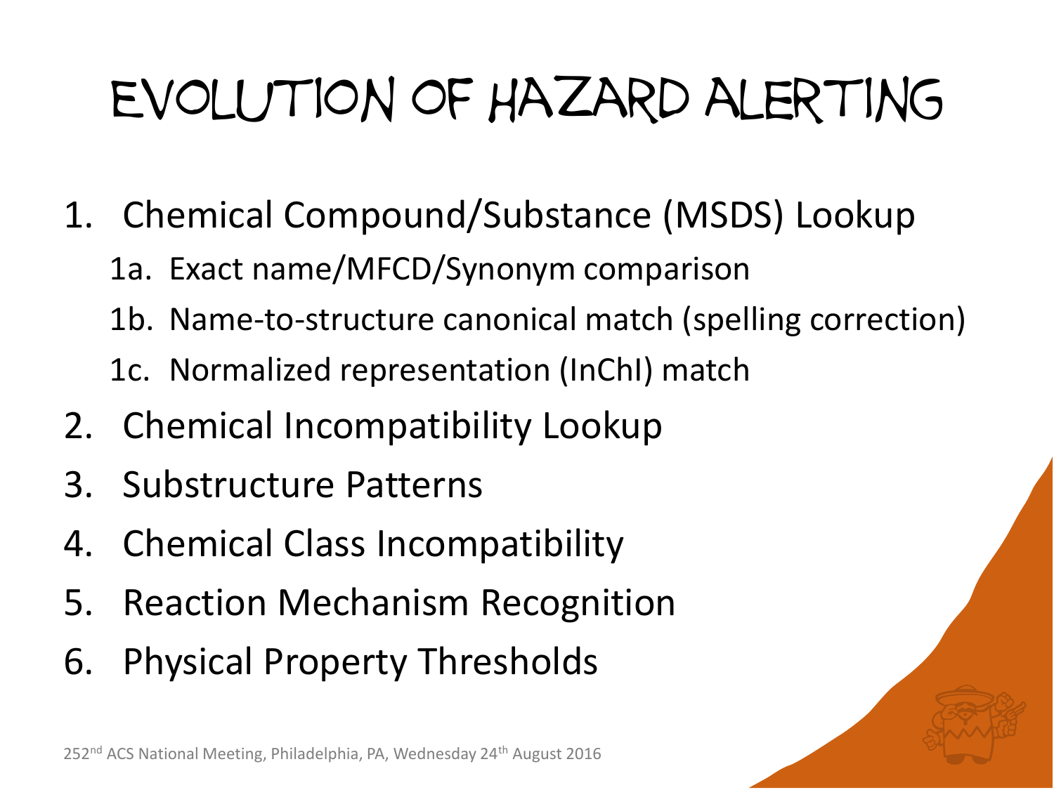# Evolution of Hazard Alerting

1. Chemical Compound/Substance (MSDS) Lookup
   - 1a. Exact name/MFCD/Synonym comparison
   - 1b. Name-to-structure canonical match (spelling correction)
   - 1c. Normalized representation (InChI) match
2. Chemical Incompatibility Lookup
3. Substructure Patterns
4. Chemical Class Incompatibility
5. Reaction Mechanism Recognition
6. Physical Property Thresholds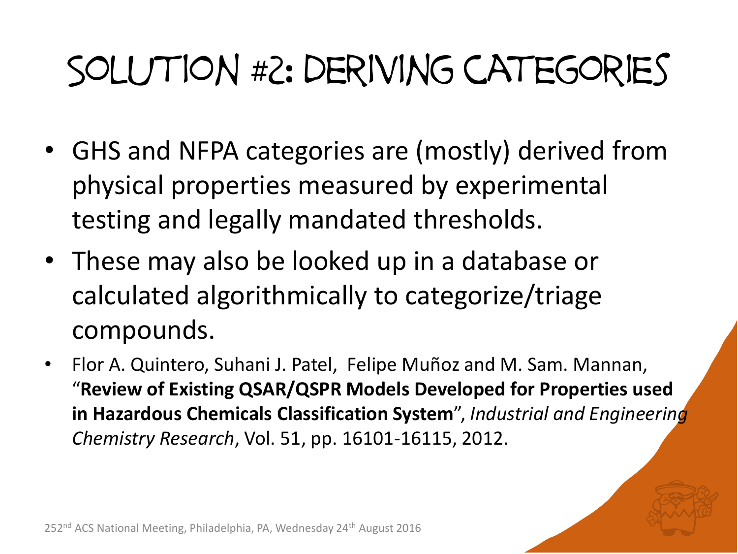# Solution #2: Deriving Categories

- GHS and NFPA categories are (mostly) derived from physical properties measured by experimental testing and legally mandated thresholds.
- These may also be looked up in a database or calculated algorithmically to categorize/triage compounds.
- Flor A. Quintero, Suhani J. Patel, Felipe Muñoz and M. Sam. Mannan, "**Review of Existing QSAR/QSPR Models Developed for Properties used in Hazardous Chemicals Classification System**", *Industrial and Engineering Chemistry Research*, Vol. 51, pp. 16101-16115, 2012.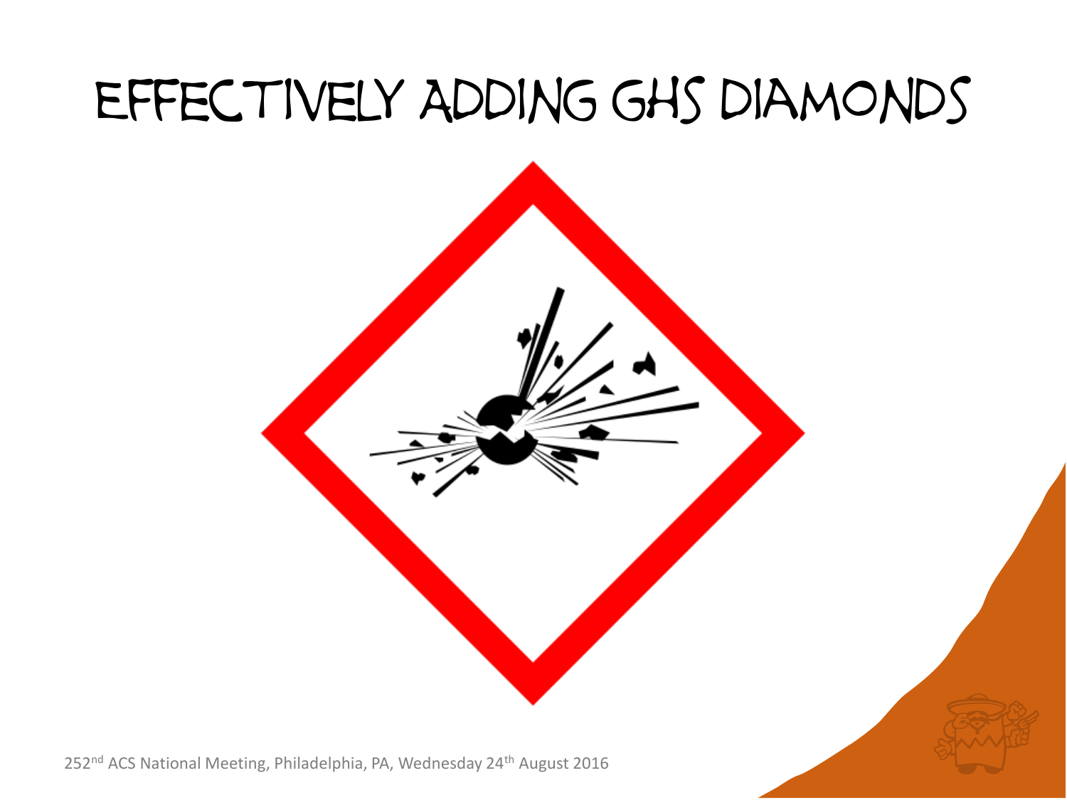# Effectively Adding GHS Diamonds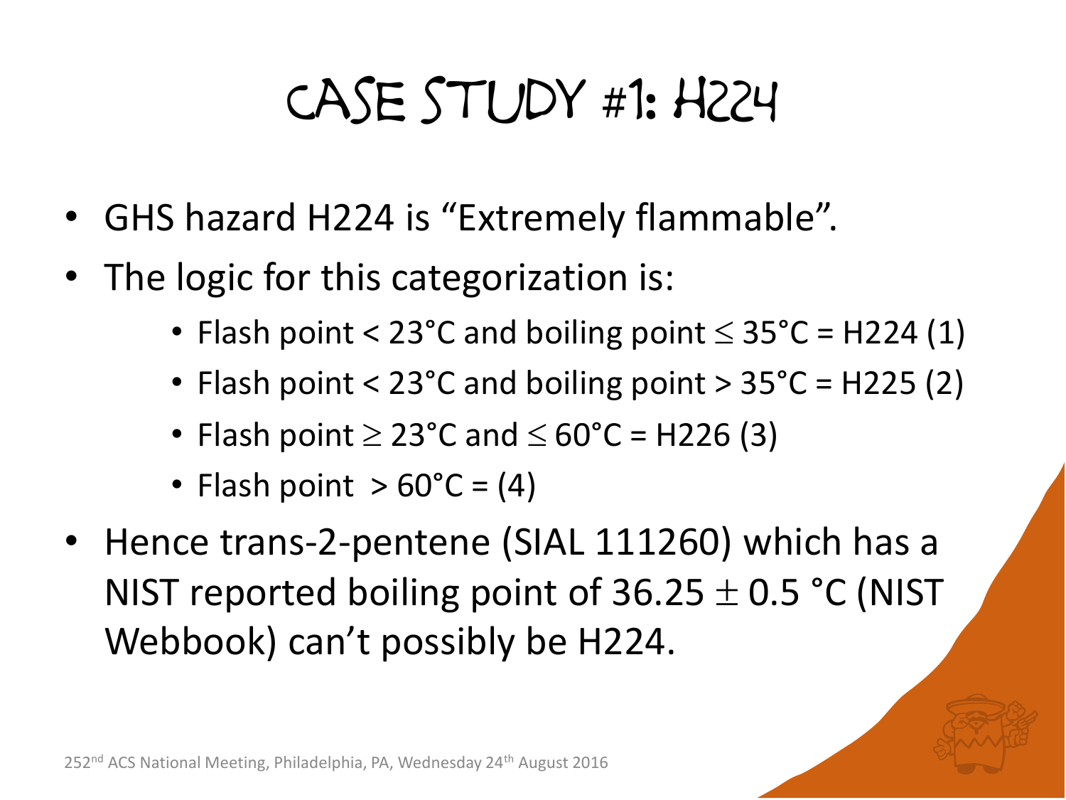# Case Study #1: H224

- GHS hazard H224 is "Extremely flammable".
- The logic for this categorization is:
  - Flash point < 23°C and boiling point $\leq$ 35°C = H224 (1)
  - Flash point < 23°C and boiling point > 35°C = H225 (2)
  - Flash point $\geq$ 23°C and $\leq$ 60°C = H226 (3)
  - Flash point > 60°C = (4)
- Hence trans-2-pentene (SIAL 111260) which has a NIST reported boiling point of 36.25 $\pm$ 0.5 °C (NIST Webbook) can't possibly be H224.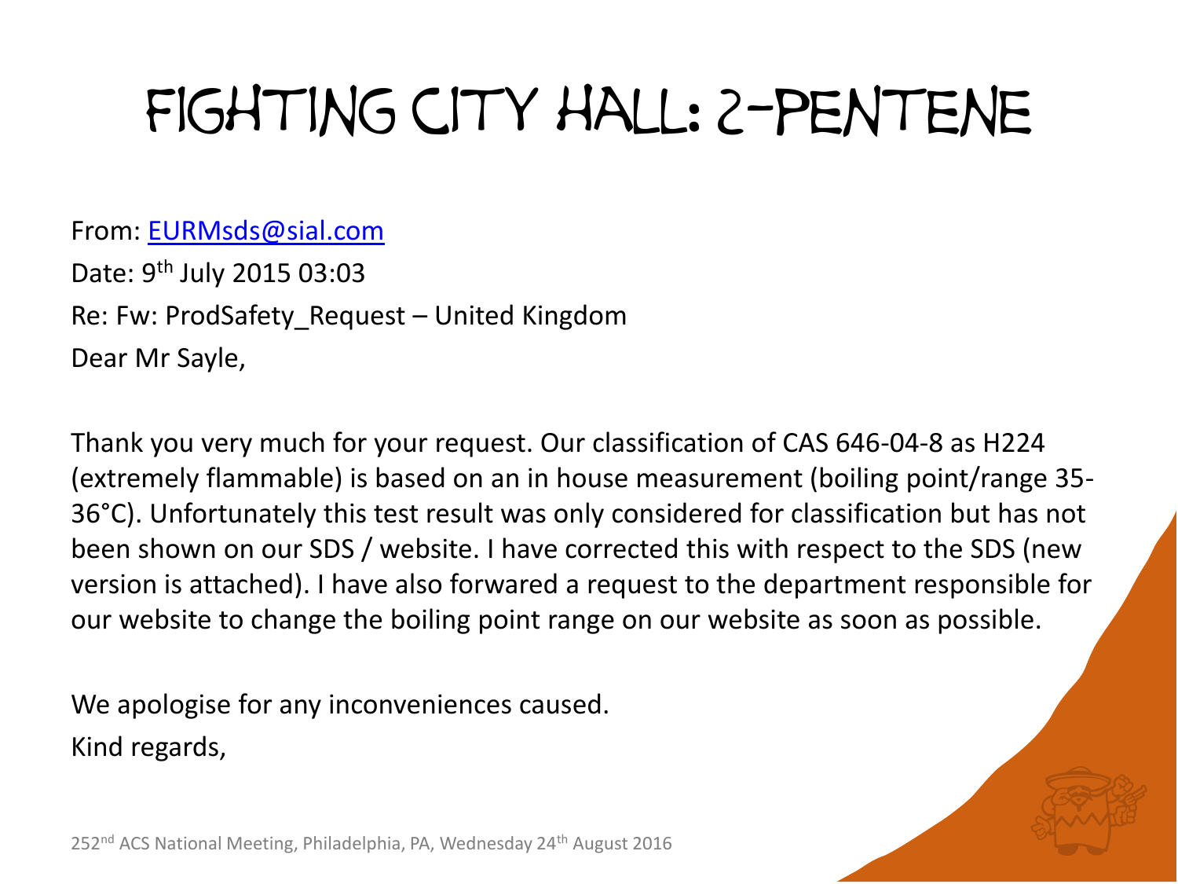# Fighting City Hall: 2-Pentene

From: EURMsds@sial.com

Date: 9th July 2015 03:03

Re: Fw: ProdSafety_Request – United Kingdom

Dear Mr Sayle,

Thank you very much for your request. Our classification of CAS 646-04-8 as H224 (extremely flammable) is based on an in house measurement (boiling point/range 35-36°C). Unfortunately this test result was only considered for classification but has not been shown on our SDS / website. I have corrected this with respect to the SDS (new version is attached). I have also forwarded a request to the department responsible for our website to change the boiling point range on our website as soon as possible.

We apologise for any inconveniences caused.

Kind regards,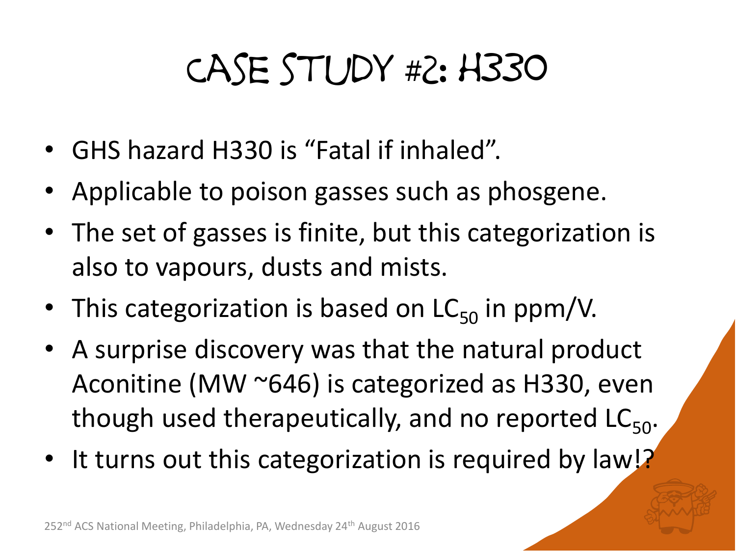# Case Study #2: H330

- GHS hazard H330 is "Fatal if inhaled".
- Applicable to poison gasses such as phosgene.
- The set of gasses is finite, but this categorization is also to vapours, dusts and mists.
- This categorization is based on $LC_{50}$ in ppm/V.
- A surprise discovery was that the natural product Aconitine (MW ~646) is categorized as H330, even though used therapeutically, and no reported $LC_{50}$.
- It turns out this categorization is required by law!?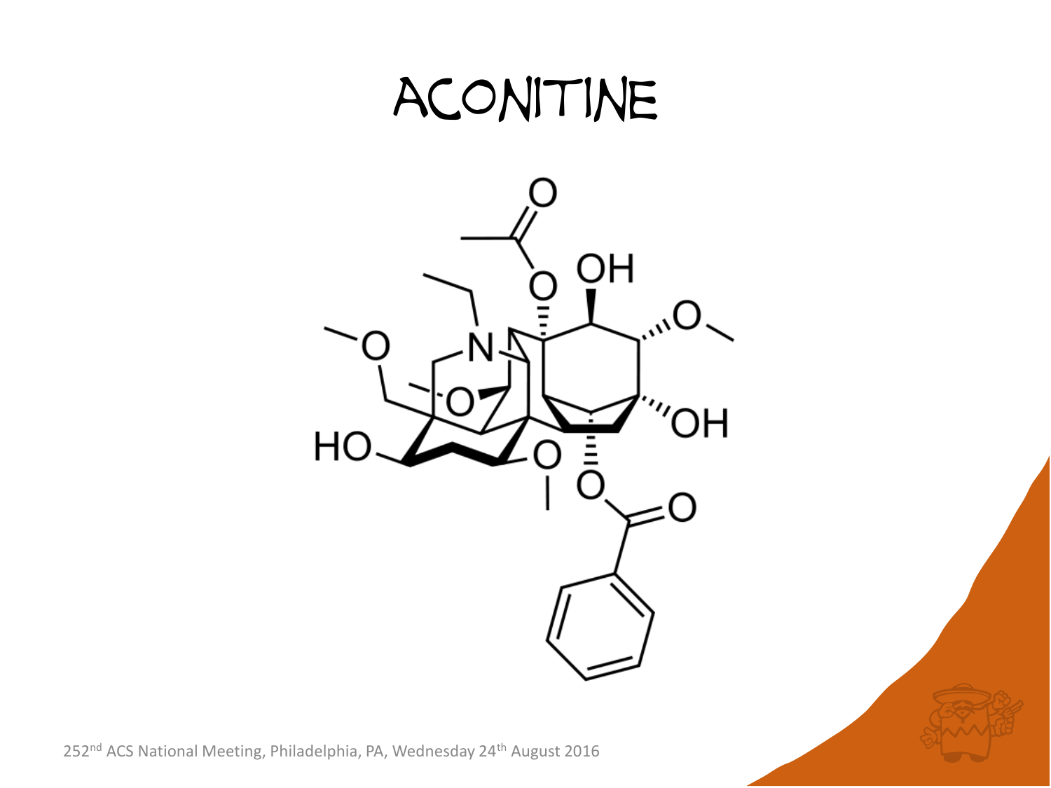# ACONITINE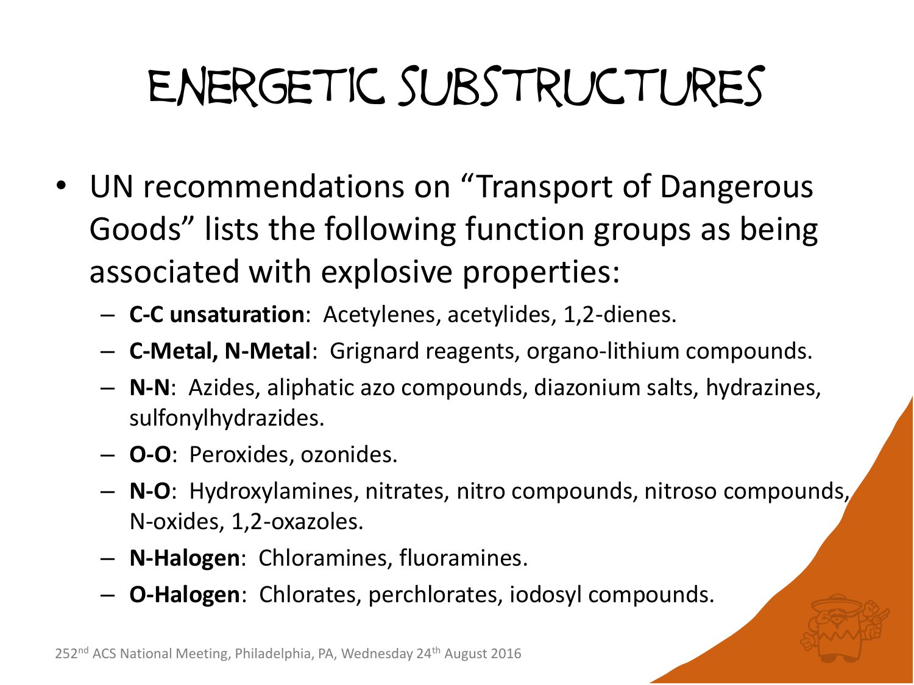# Energetic Substructures

- UN recommendations on "Transport of Dangerous Goods" lists the following function groups as being associated with explosive properties:
  - **C-C unsaturation**: Acetylenes, acetylides, 1,2-dienes.
  - **C-Metal, N-Metal**: Grignard reagents, organo-lithium compounds.
  - **N-N**: Azides, aliphatic azo compounds, diazonium salts, hydrazines, sulfonylhydrazides.
  - **O-O**: Peroxides, ozonides.
  - **N-O**: Hydroxylamines, nitrates, nitro compounds, nitroso compounds, N-oxides, 1,2-oxazoles.
  - **N-Halogen**: Chloramines, fluoramines.
  - **O-Halogen**: Chlorates, perchlorates, iodosyl compounds.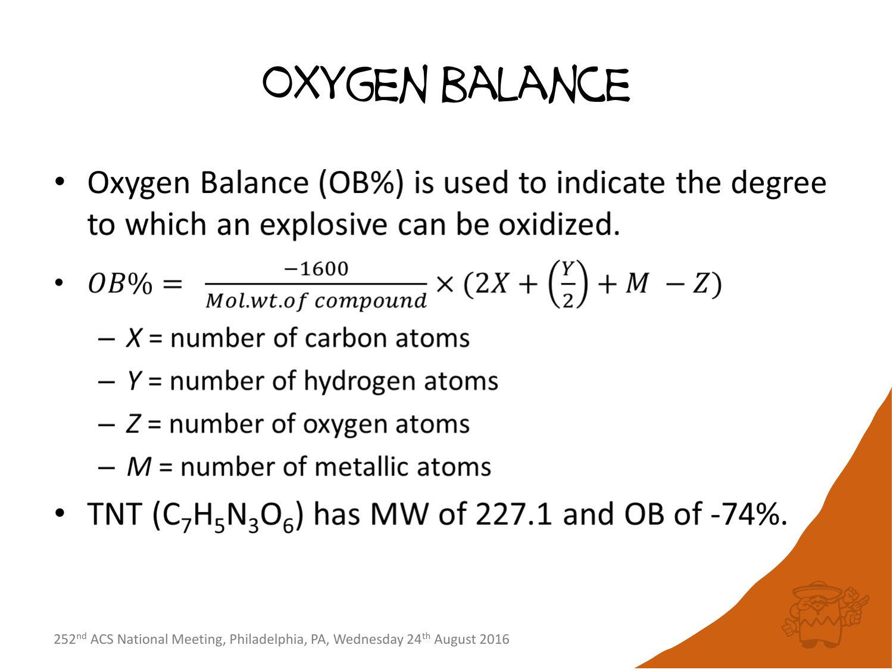# Oxygen Balance

- Oxygen Balance (OB%) is used to indicate the degree to which an explosive can be oxidized.
- $OB\% = \frac{-1600}{Mol.wt.of\ compound} \times (2X + \left(\frac{Y}{2}\right) + M - Z)$
  - $X$ = number of carbon atoms
  - $Y$ = number of hydrogen atoms
  - $Z$ = number of oxygen atoms
  - $M$ = number of metallic atoms
- TNT ($C_7H_5N_3O_6$) has MW of 227.1 and OB of -74%.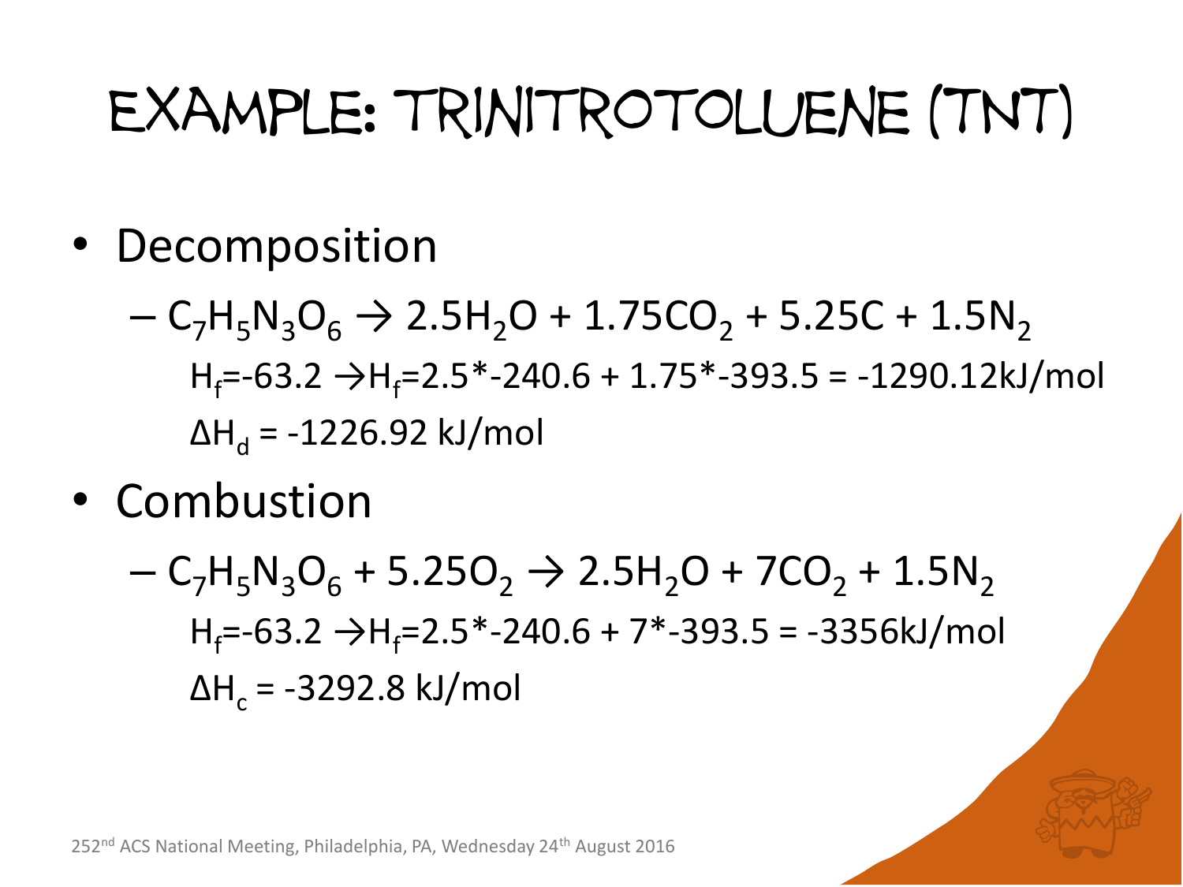# Example: Trinitrotoluene (TNT)

- Decomposition
  - $C_7H_5N_3O_6 \rightarrow 2.5H_2O + 1.75CO_2 + 5.25C + 1.5N_2$

    $H_f$=-63.2 →$H_f$=2.5*-240.6 + 1.75*-393.5 = -1290.12kJ/mol

    $\Delta H_d$ = -1226.92 kJ/mol
- Combustion
  - $C_7H_5N_3O_6 + 5.25O_2 \rightarrow 2.5H_2O + 7CO_2 + 1.5N_2$

    $H_f$=-63.2 →$H_f$=2.5*-240.6 + 7*-393.5 = -3356kJ/mol

    $\Delta H_c$ = -3292.8 kJ/mol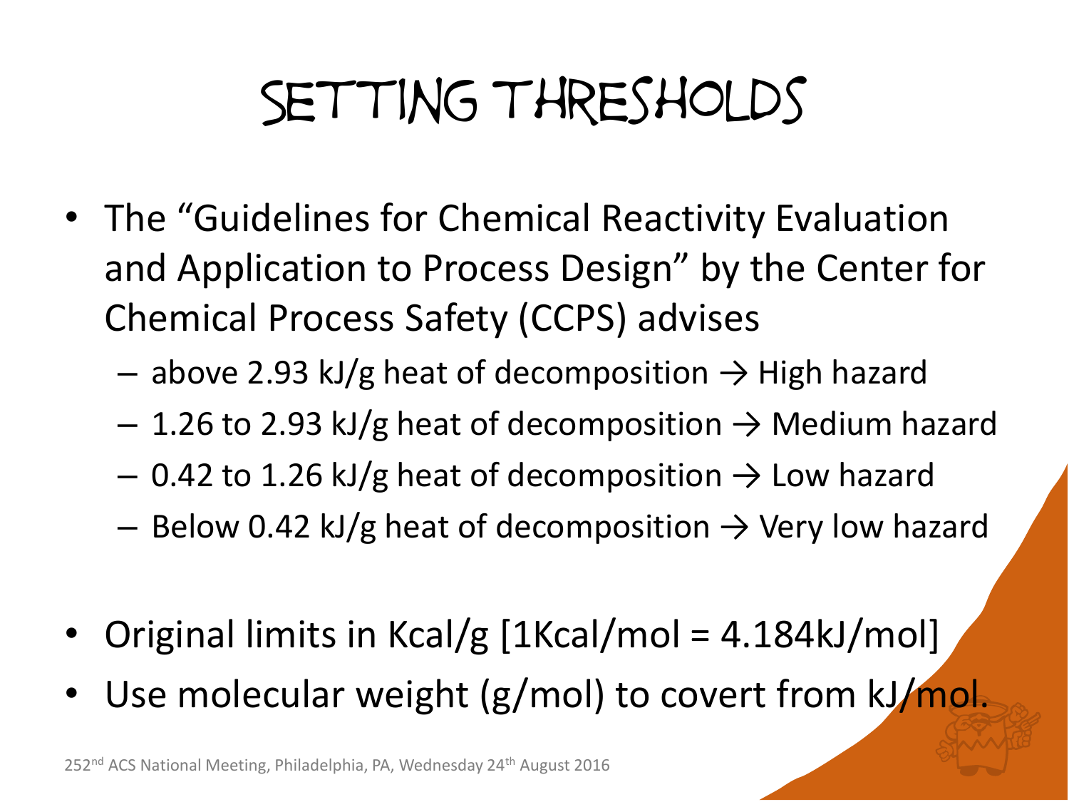# Setting Thresholds

- The "Guidelines for Chemical Reactivity Evaluation and Application to Process Design" by the Center for Chemical Process Safety (CCPS) advises
  - above 2.93 kJ/g heat of decomposition → High hazard
  - 1.26 to 2.93 kJ/g heat of decomposition → Medium hazard
  - 0.42 to 1.26 kJ/g heat of decomposition → Low hazard
  - Below 0.42 kJ/g heat of decomposition → Very low hazard

- Original limits in Kcal/g [1Kcal/mol = 4.184kJ/mol]
- Use molecular weight (g/mol) to covert from kJ/mol.

252nd ACS National Meeting, Philadelphia, PA, Wednesday 24th August 2016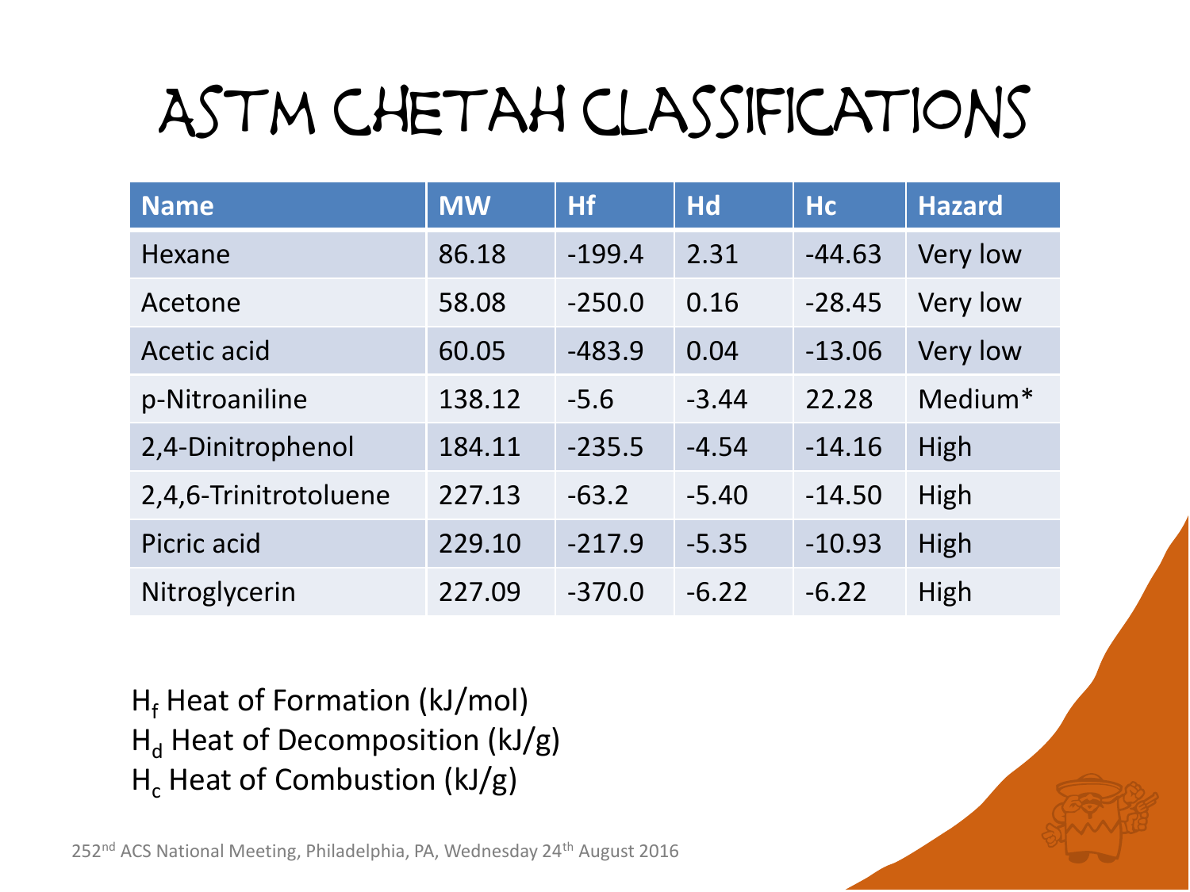# ASTM CHETAH CLASSIFICATIONS

| Name | MW | Hf | Hd | Hc | Hazard |
|---|---|---|---|---|---|
| Hexane | 86.18 | -199.4 | 2.31 | -44.63 | Very low |
| Acetone | 58.08 | -250.0 | 0.16 | -28.45 | Very low |
| Acetic acid | 60.05 | -483.9 | 0.04 | -13.06 | Very low |
| p-Nitroaniline | 138.12 | -5.6 | -3.44 | 22.28 | Medium* |
| 2,4-Dinitrophenol | 184.11 | -235.5 | -4.54 | -14.16 | High |
| 2,4,6-Trinitrotoluene | 227.13 | -63.2 | -5.40 | -14.50 | High |
| Picric acid | 229.10 | -217.9 | -5.35 | -10.93 | High |
| Nitroglycerin | 227.09 | -370.0 | -6.22 | -6.22 | High |

$H_f$ Heat of Formation (kJ/mol)
$H_d$ Heat of Decomposition (kJ/g)
$H_c$ Heat of Combustion (kJ/g)

252nd ACS National Meeting, Philadelphia, PA, Wednesday 24th August 2016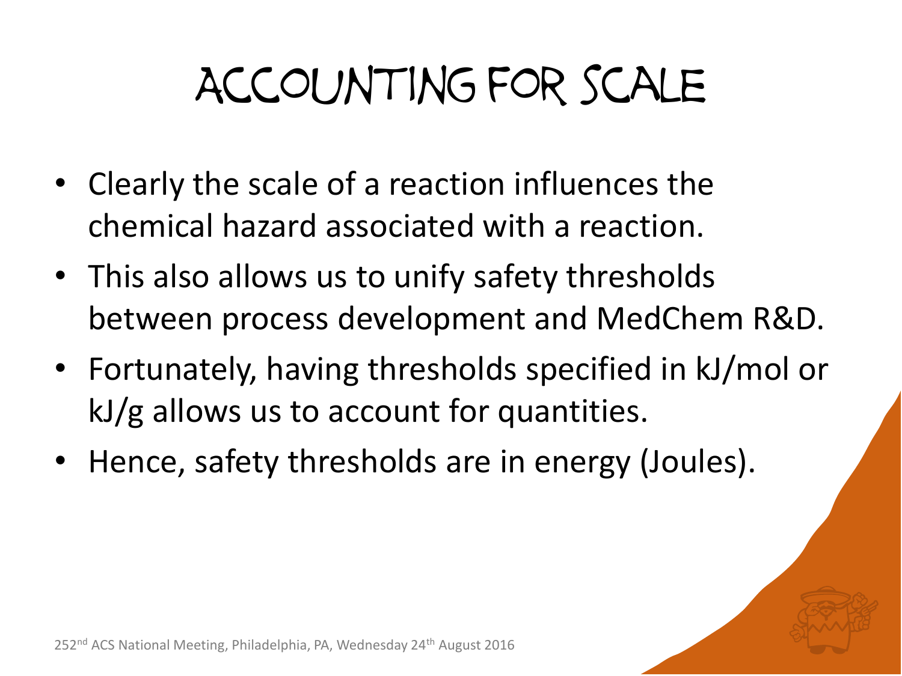# Accounting for Scale

- Clearly the scale of a reaction influences the chemical hazard associated with a reaction.
- This also allows us to unify safety thresholds between process development and MedChem R&D.
- Fortunately, having thresholds specified in kJ/mol or kJ/g allows us to account for quantities.
- Hence, safety thresholds are in energy (Joules).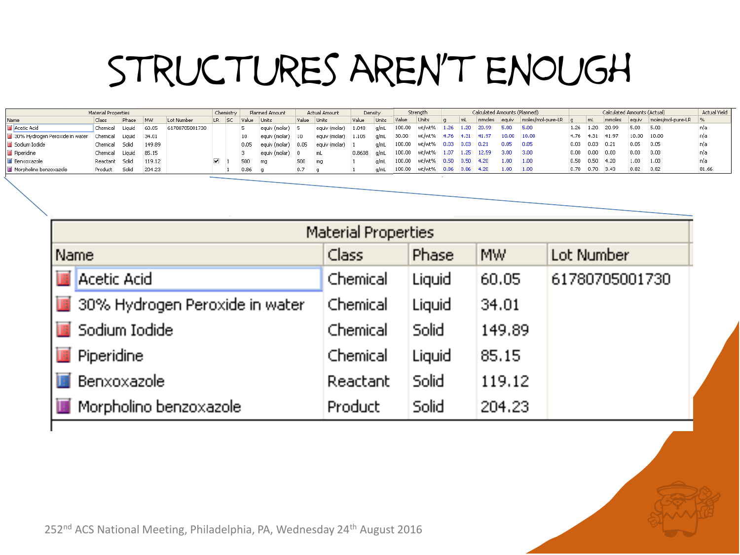# STRUCTURES AREN'T ENOUGH

| Material Properties | | | | | Chemistry | | Planned Amount | | Actual Amount | | Density | | Strength | | Calculated Amounts (Planned) | | | | | Calculated Amounts (Actual) | | | | | Actual Yield |
|---|---|---|---|---|---|---|---|---|---|---|---|---|---|---|---|---|---|---|---|---|---|---|---|---|---|
| Name | Class | Phase | MW | Lot Number | LR | SC | Value | Units | Value | Units | Value | Units | Value | Units | g | mL | mmoles | equiv | moles/mol-pure-LR | g | mL | mmoles | equiv | moles/mol-pure-LR | % |
| Acetic Acid | Chemical | Liquid | 60.05 | 61780705001730 | | | 5 | equiv (molar) | 5 | equiv (molar) | 1.048 | g/mL | 100.00 | wt/wt% | 1.26 | 1.20 | 20.99 | 5.00 | 5.00 | 1.26 | 1.20 | 20.99 | 5.00 | 5.00 | n/a |
| 30% Hydrogen Peroxide in water | Chemical | Liquid | 34.01 | | | | 10 | equiv (molar) | 10 | equiv (molar) | 1.105 | g/mL | 30.00 | wt/wt% | 4.76 | 4.31 | 41.97 | 10.00 | 10.00 | 4.76 | 4.31 | 41.97 | 10.00 | 10.00 | n/a |
| Sodium Iodide | Chemical | Solid | 149.89 | | | | 0.05 | equiv (molar) | 0.05 | equiv (molar) | 1 | g/mL | 100.00 | wt/wt% | 0.03 | 0.03 | 0.21 | 0.05 | 0.05 | 0.03 | 0.03 | 0.21 | 0.05 | 0.05 | n/a |
| Piperidne | Chemical | Liquid | 85.15 | | | | 3 | equiv (molar) | 0 | mL | 0.8608 | g/mL | 100.00 | wt/wt% | 1.07 | 1.25 | 12.59 | 3.00 | 3.00 | 0.00 | 0.00 | 0.00 | 0.00 | 0.00 | n/a |
| Benxoxazole | Reactant | Solid | 119.12 | | ☑ | 1 | 500 | mg | 500 | mg | 1 | g/mL | 100.00 | wt/wt% | 0.50 | 0.50 | 4.20 | 1.00 | 1.00 | 0.50 | 0.50 | 4.20 | 1.00 | 1.00 | n/a |
| Morpholino benzoxazole | Product | Solid | 204.23 | | | 1 | 0.86 | g | 0.7 | g | 1 | g/mL | 100.00 | wt/wt% | 0.86 | 0.86 | 4.20 | 1.00 | 1.00 | 0.70 | 0.70 | 3.43 | 0.82 | 0.82 | 81.66 |

| Material Properties | | | | |
|---|---|---|---|---|
| Name | Class | Phase | MW | Lot Number |
| Acetic Acid | Chemical | Liquid | 60.05 | 61780705001730 |
| 30% Hydrogen Peroxide in water | Chemical | Liquid | 34.01 | |
| Sodium Iodide | Chemical | Solid | 149.89 | |
| Piperidine | Chemical | Liquid | 85.15 | |
| Benxoxazole | Reactant | Solid | 119.12 | |
| Morpholino benzoxazole | Product | Solid | 204.23 | |

252nd ACS National Meeting, Philadelphia, PA, Wednesday 24th August 2016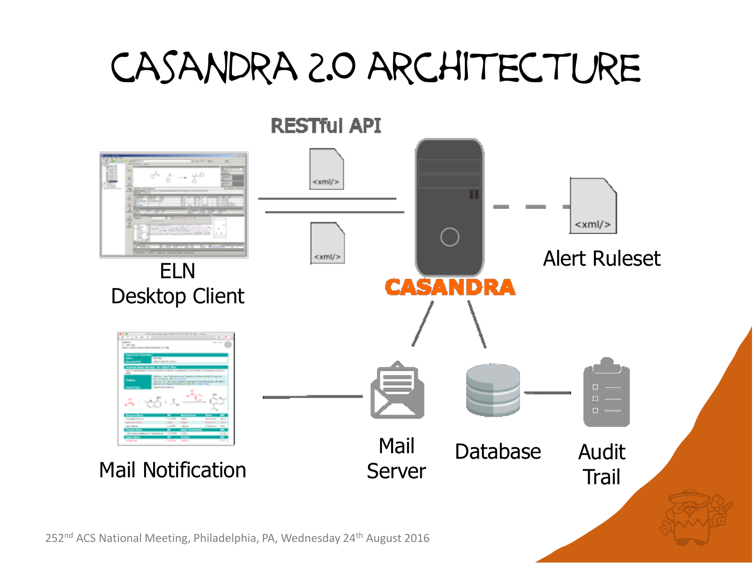# CASANDRA 2.0 ARCHITECTURE

RESTful API

<xml/>

<xml/>

ELN
Desktop Client

CASANDRA

<xml/>

Alert Ruleset

Mail Notification

Mail
Server

Database

Audit
Trail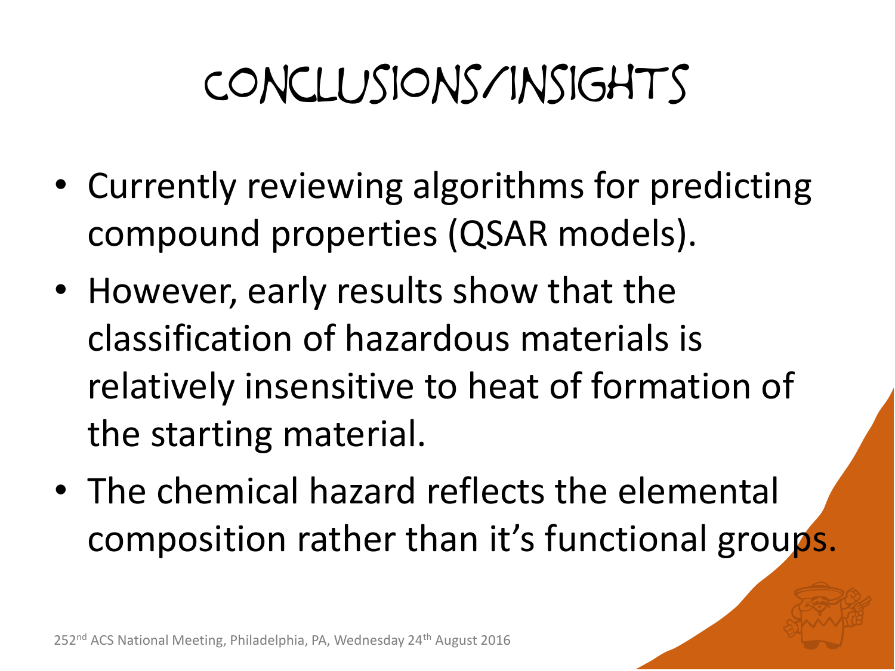# Conclusions/Insights

- Currently reviewing algorithms for predicting compound properties (QSAR models).
- However, early results show that the classification of hazardous materials is relatively insensitive to heat of formation of the starting material.
- The chemical hazard reflects the elemental composition rather than it's functional groups.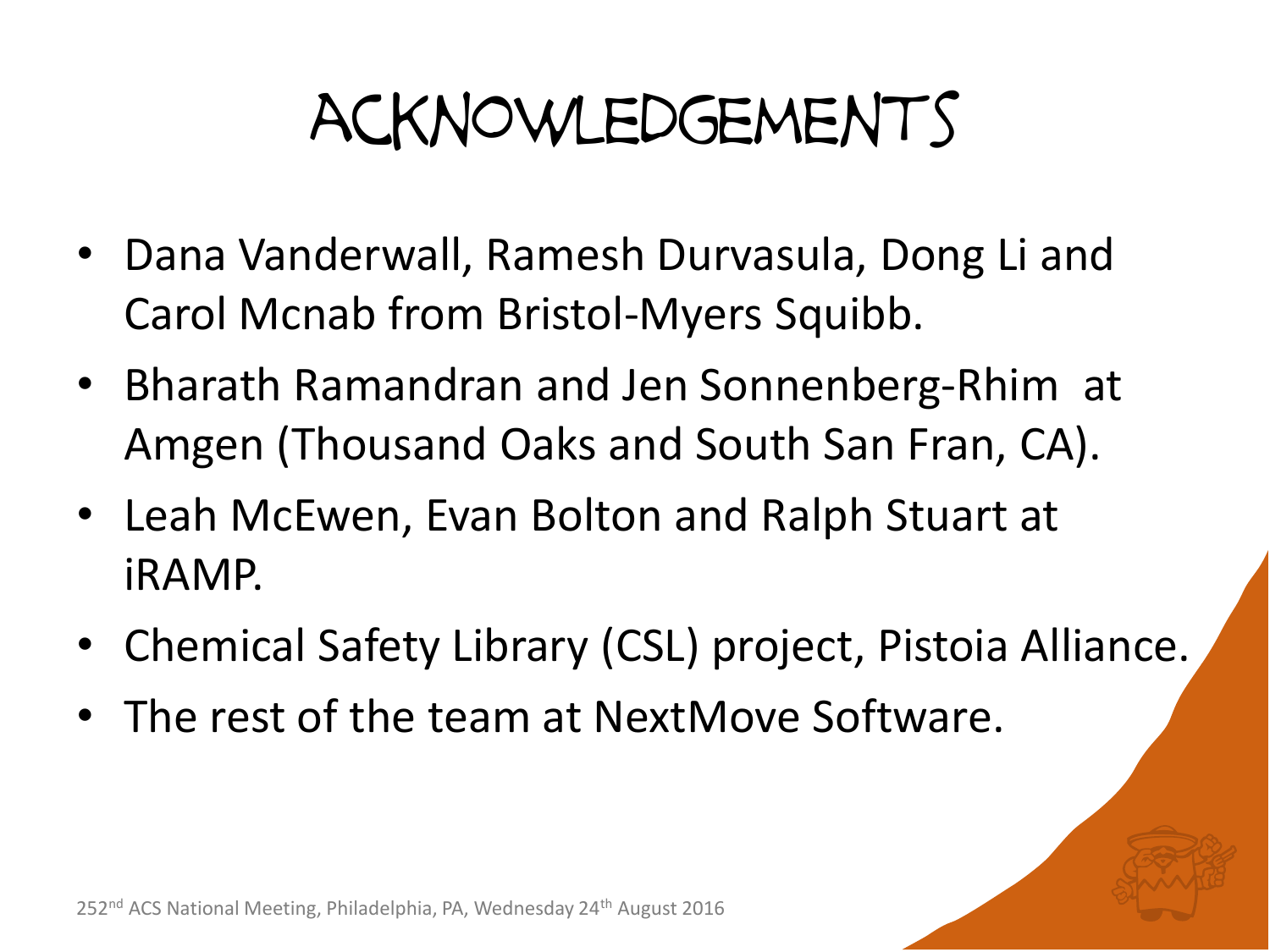# Acknowledgements

- Dana Vanderwall, Ramesh Durvasula, Dong Li and Carol Mcnab from Bristol-Myers Squibb.
- Bharath Ramandran and Jen Sonnenberg-Rhim at Amgen (Thousand Oaks and South San Fran, CA).
- Leah McEwen, Evan Bolton and Ralph Stuart at iRAMP.
- Chemical Safety Library (CSL) project, Pistoia Alliance.
- The rest of the team at NextMove Software.